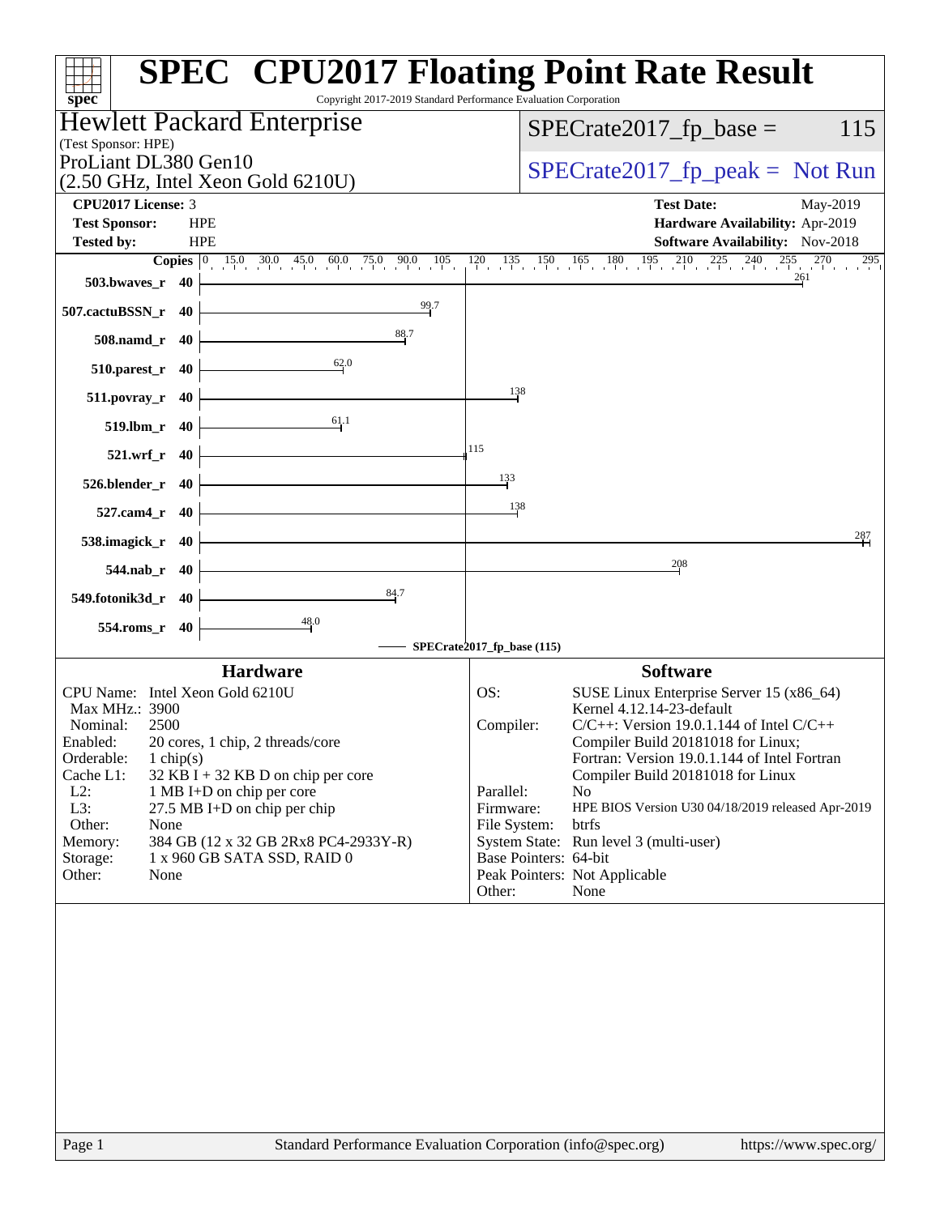# SPEC CPU2017 Floating Point Rate Result

Copyright 2017-2019 Standard Performance Evaluation Corporation

**Hewlett Packard Enterprise**
(Test Sponsor: HPE)

ProLiant DL380 Gen10
(2.50 GHz, Intel Xeon Gold 6210U)

SPECrate2017_fp_base = 115

SPECrate2017_fp_peak = Not Run

| | | | |
|---|---|---|---|
| **CPU2017 License:** | 3 | **Test Date:** | May-2019 |
| **Test Sponsor:** | HPE | **Hardware Availability:** | Apr-2019 |
| **Tested by:** | HPE | **Software Availability:** | Nov-2018 |

| Benchmark | Copies | Base |
|---|---|---|
| 503.bwaves_r | 40 | 261 |
| 507.cactuBSSN_r | 40 | 99.7 |
| 508.namd_r | 40 | 88.7 |
| 510.parest_r | 40 | 62.0 |
| 511.povray_r | 40 | 138 |
| 519.lbm_r | 40 | 61.1 |
| 521.wrf_r | 40 | 115 |
| 526.blender_r | 40 | 133 |
| 527.cam4_r | 40 | 138 |
| 538.imagick_r | 40 | 287 |
| 544.nab_r | 40 | 208 |
| 549.fotonik3d_r | 40 | 84.7 |
| 554.roms_r | 40 | 48.0 |

SPECrate2017_fp_base (115)

## Hardware

| | |
|---|---|
| CPU Name: | Intel Xeon Gold 6210U |
| Max MHz.: | 3900 |
| Nominal: | 2500 |
| Enabled: | 20 cores, 1 chip, 2 threads/core |
| Orderable: | 1 chip(s) |
| Cache L1: | 32 KB I + 32 KB D on chip per core |
| L2: | 1 MB I+D on chip per core |
| L3: | 27.5 MB I+D on chip per chip |
| Other: | None |
| Memory: | 384 GB (12 x 32 GB 2Rx8 PC4-2933Y-R) |
| Storage: | 1 x 960 GB SATA SSD, RAID 0 |
| Other: | None |

## Software

| | |
|---|---|
| OS: | SUSE Linux Enterprise Server 15 (x86_64) Kernel 4.12.14-23-default |
| Compiler: | C/C++: Version 19.0.1.144 of Intel C/C++ Compiler Build 20181018 for Linux; Fortran: Version 19.0.1.144 of Intel Fortran Compiler Build 20181018 for Linux |
| Parallel: | No |
| Firmware: | HPE BIOS Version U30 04/18/2019 released Apr-2019 |
| File System: | btrfs |
| System State: | Run level 3 (multi-user) |
| Base Pointers: | 64-bit |
| Peak Pointers: | Not Applicable |
| Other: | None |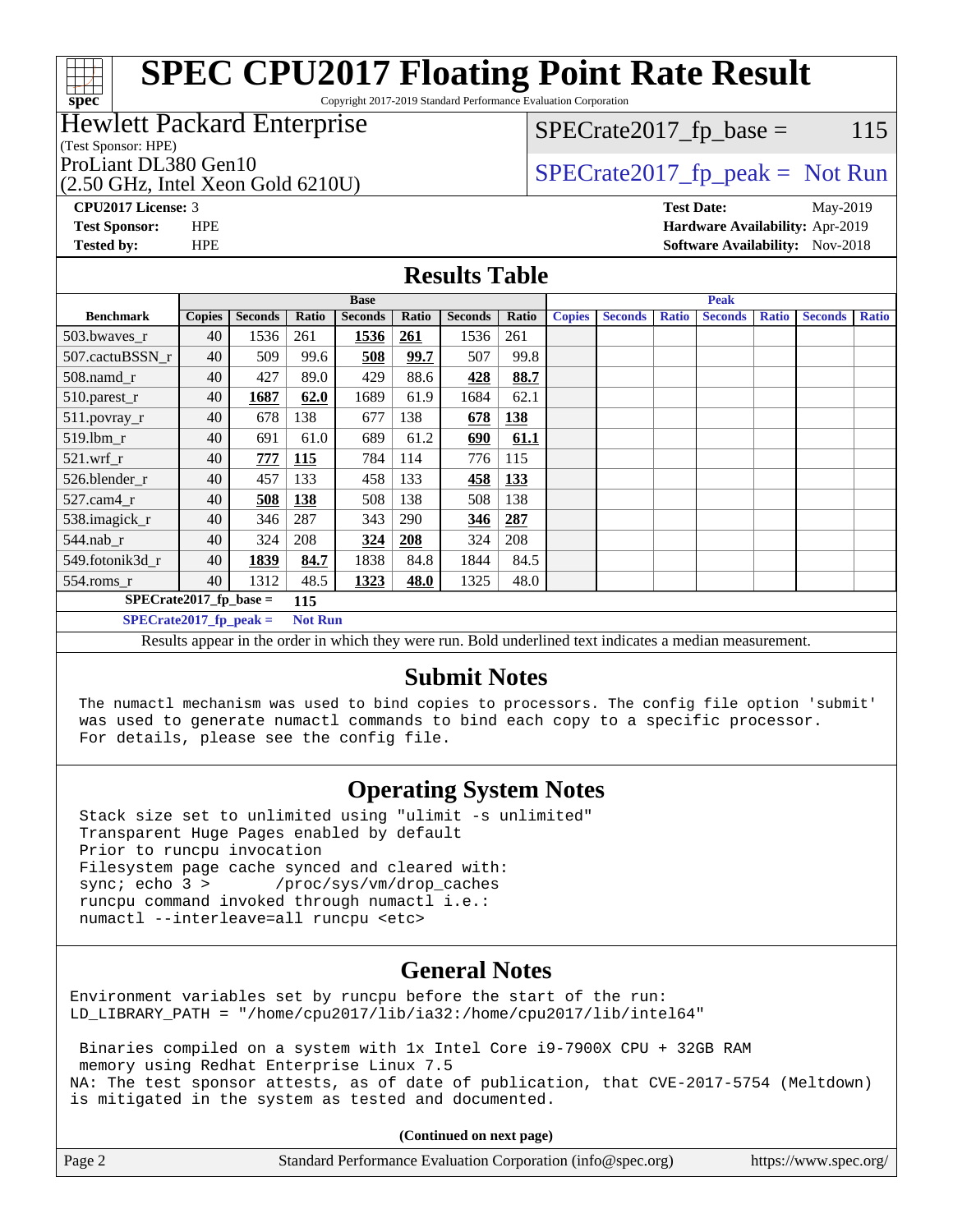# SPEC CPU2017 Floating Point Rate Result

Copyright 2017-2019 Standard Performance Evaluation Corporation

**Hewlett Packard Enterprise**
(Test Sponsor: HPE)
ProLiant DL380 Gen10
(2.50 GHz, Intel Xeon Gold 6210U)

SPECrate2017_fp_base = 115

SPECrate2017_fp_peak = Not Run

**CPU2017 License:** 3
**Test Sponsor:** HPE
**Tested by:** HPE

**Test Date:** May-2019
**Hardware Availability:** Apr-2019
**Software Availability:** Nov-2018

## Results Table

| | Base | | | | | | | Peak | | | | | | |
|---|---|---|---|---|---|---|---|---|---|---|---|---|---|---|
| **Benchmark** | **Copies** | **Seconds** | **Ratio** | **Seconds** | **Ratio** | **Seconds** | **Ratio** | **Copies** | **Seconds** | **Ratio** | **Seconds** | **Ratio** | **Seconds** | **Ratio** |
| 503.bwaves_r | 40 | 1536 | 261 | **1536** | **261** | 1536 | 261 | | | | | | | |
| 507.cactuBSSN_r | 40 | 509 | 99.6 | **508** | **99.7** | 507 | 99.8 | | | | | | | |
| 508.namd_r | 40 | 427 | 89.0 | 429 | 88.6 | **428** | **88.7** | | | | | | | |
| 510.parest_r | 40 | **1687** | **62.0** | 1689 | 61.9 | 1684 | 62.1 | | | | | | | |
| 511.povray_r | 40 | 678 | 138 | 677 | 138 | **678** | **138** | | | | | | | |
| 519.lbm_r | 40 | 691 | 61.0 | 689 | 61.2 | **690** | **61.1** | | | | | | | |
| 521.wrf_r | 40 | **777** | **115** | 784 | 114 | 776 | 115 | | | | | | | |
| 526.blender_r | 40 | 457 | 133 | 458 | 133 | **458** | **133** | | | | | | | |
| 527.cam4_r | 40 | **508** | **138** | 508 | 138 | 508 | 138 | | | | | | | |
| 538.imagick_r | 40 | 346 | 287 | 343 | 290 | **346** | **287** | | | | | | | |
| 544.nab_r | 40 | 324 | 208 | **324** | **208** | 324 | 208 | | | | | | | |
| 549.fotonik3d_r | 40 | **1839** | **84.7** | 1838 | 84.8 | 1844 | 84.5 | | | | | | | |
| 554.roms_r | 40 | 1312 | 48.5 | **1323** | **48.0** | 1325 | 48.0 | | | | | | | |

**SPECrate2017_fp_base = 115**

**SPECrate2017_fp_peak = Not Run**

Results appear in the order in which they were run. Bold underlined text indicates a median measurement.

## Submit Notes

```
The numactl mechanism was used to bind copies to processors. The config file option 'submit'
was used to generate numactl commands to bind each copy to a specific processor.
For details, please see the config file.
```

## Operating System Notes

```
Stack size set to unlimited using "ulimit -s unlimited"
Transparent Huge Pages enabled by default
Prior to runcpu invocation
Filesystem page cache synced and cleared with:
sync; echo 3 >       /proc/sys/vm/drop_caches
runcpu command invoked through numactl i.e.:
numactl --interleave=all runcpu <etc>
```

## General Notes

```
Environment variables set by runcpu before the start of the run:
LD_LIBRARY_PATH = "/home/cpu2017/lib/ia32:/home/cpu2017/lib/intel64"

 Binaries compiled on a system with 1x Intel Core i9-7900X CPU + 32GB RAM
 memory using Redhat Enterprise Linux 7.5
NA: The test sponsor attests, as of date of publication, that CVE-2017-5754 (Meltdown)
is mitigated in the system as tested and documented.
```

**(Continued on next page)**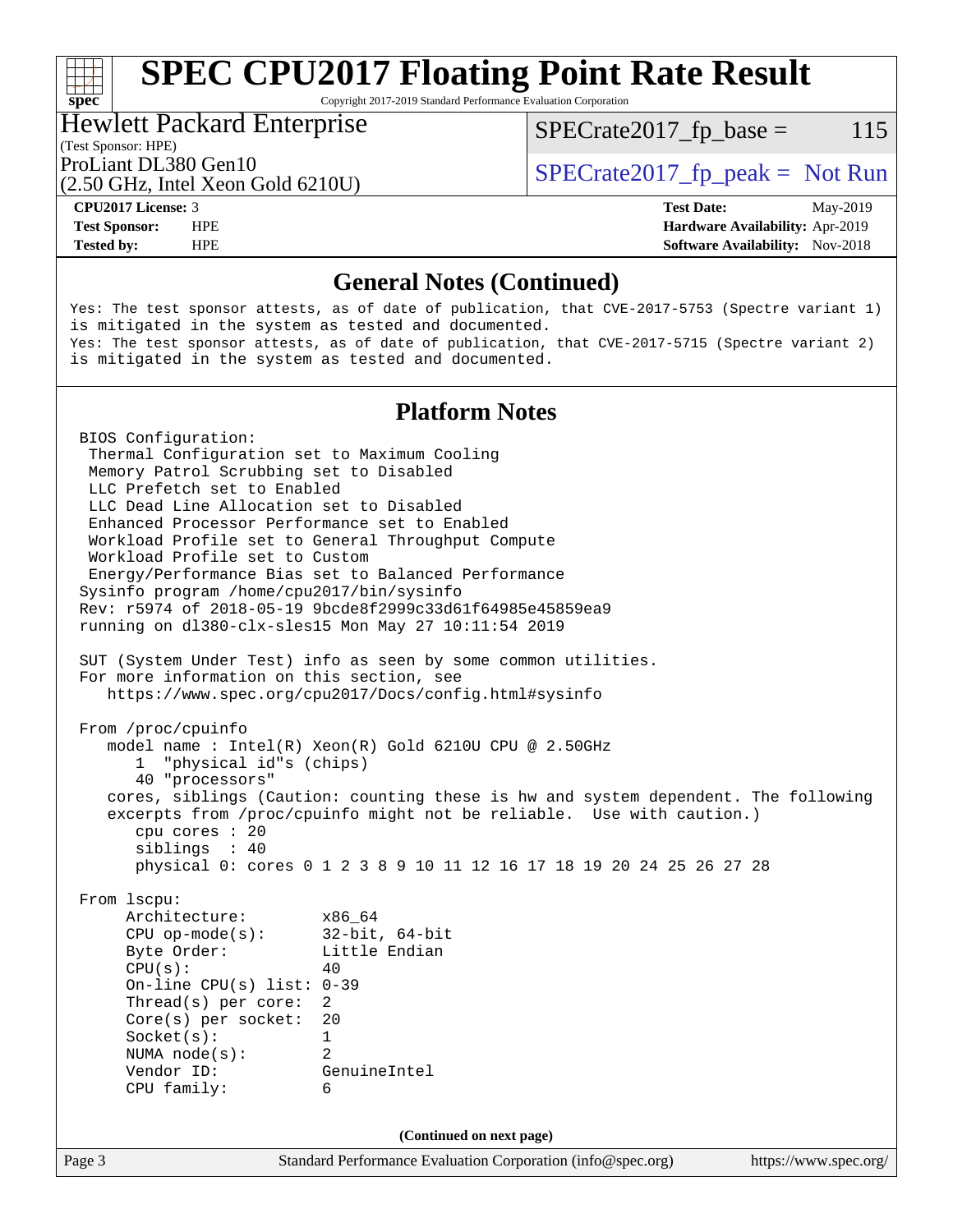## General Notes (Continued)

```
Yes: The test sponsor attests, as of date of publication, that CVE-2017-5753 (Spectre variant 1)
is mitigated in the system as tested and documented.
Yes: The test sponsor attests, as of date of publication, that CVE-2017-5715 (Spectre variant 2)
is mitigated in the system as tested and documented.
```

## Platform Notes

```
 BIOS Configuration:
  Thermal Configuration set to Maximum Cooling
  Memory Patrol Scrubbing set to Disabled
  LLC Prefetch set to Enabled
  LLC Dead Line Allocation set to Disabled
  Enhanced Processor Performance set to Enabled
  Workload Profile set to General Throughput Compute
  Workload Profile set to Custom
  Energy/Performance Bias set to Balanced Performance
 Sysinfo program /home/cpu2017/bin/sysinfo
 Rev: r5974 of 2018-05-19 9bcde8f2999c33d61f64985e45859ea9
 running on dl380-clx-sles15 Mon May 27 10:11:54 2019

 SUT (System Under Test) info as seen by some common utilities.
 For more information on this section, see
    https://www.spec.org/cpu2017/Docs/config.html#sysinfo

 From /proc/cpuinfo
    model name : Intel(R) Xeon(R) Gold 6210U CPU @ 2.50GHz
       1  "physical id"s (chips)
       40 "processors"
    cores, siblings (Caution: counting these is hw and system dependent. The following
    excerpts from /proc/cpuinfo might not be reliable.  Use with caution.)
       cpu cores : 20
       siblings  : 40
       physical 0: cores 0 1 2 3 8 9 10 11 12 16 17 18 19 20 24 25 26 27 28

 From lscpu:
      Architecture:          x86_64
      CPU op-mode(s):        32-bit, 64-bit
      Byte Order:            Little Endian
      CPU(s):                40
      On-line CPU(s) list: 0-39
      Thread(s) per core:  2
      Core(s) per socket:  20
      Socket(s):             1
      NUMA node(s):          2
      Vendor ID:             GenuineIntel
      CPU family:            6
```

(Continued on next page)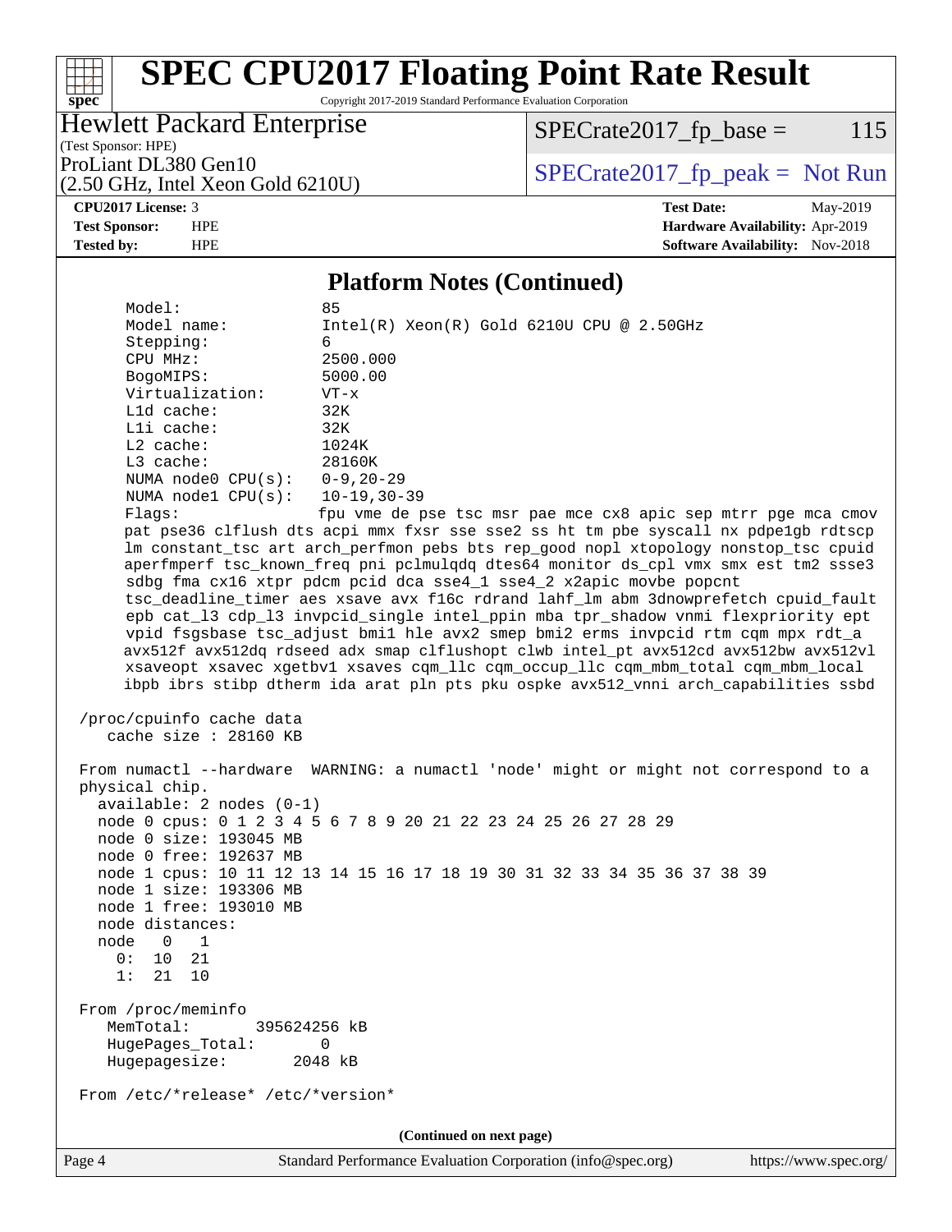## Platform Notes (Continued)

```
     Model:                 85
     Model name:            Intel(R) Xeon(R) Gold 6210U CPU @ 2.50GHz
     Stepping:              6
     CPU MHz:               2500.000
     BogoMIPS:              5000.00
     Virtualization:        VT-x
     L1d cache:             32K
     L1i cache:             32K
     L2 cache:              1024K
     L3 cache:              28160K
     NUMA node0 CPU(s):     0-9,20-29
     NUMA node1 CPU(s):     10-19,30-39
     Flags:                 fpu vme de pse tsc msr pae mce cx8 apic sep mtrr pge mca cmov
     pat pse36 clflush dts acpi mmx fxsr sse sse2 ss ht tm pbe syscall nx pdpe1gb rdtscp
     lm constant_tsc art arch_perfmon pebs bts rep_good nopl xtopology nonstop_tsc cpuid
     aperfmperf tsc_known_freq pni pclmulqdq dtes64 monitor ds_cpl vmx smx est tm2 ssse3
     sdbg fma cx16 xtpr pdcm pcid dca sse4_1 sse4_2 x2apic movbe popcnt
     tsc_deadline_timer aes xsave avx f16c rdrand lahf_lm abm 3dnowprefetch cpuid_fault
     epb cat_l3 cdp_l3 invpcid_single intel_ppin mba tpr_shadow vnmi flexpriority ept
     vpid fsgsbase tsc_adjust bmi1 hle avx2 smep bmi2 erms invpcid rtm cqm mpx rdt_a
     avx512f avx512dq rdseed adx smap clflushopt clwb intel_pt avx512cd avx512bw avx512vl
     xsaveopt xsavec xgetbv1 xsaves cqm_llc cqm_occup_llc cqm_mbm_total cqm_mbm_local
     ibpb ibrs stibp dtherm ida arat pln pts pku ospke avx512_vnni arch_capabilities ssbd

 /proc/cpuinfo cache data
    cache size : 28160 KB

 From numactl --hardware  WARNING: a numactl 'node' might or might not correspond to a
 physical chip.
   available: 2 nodes (0-1)
   node 0 cpus: 0 1 2 3 4 5 6 7 8 9 20 21 22 23 24 25 26 27 28 29
   node 0 size: 193045 MB
   node 0 free: 192637 MB
   node 1 cpus: 10 11 12 13 14 15 16 17 18 19 30 31 32 33 34 35 36 37 38 39
   node 1 size: 193306 MB
   node 1 free: 193010 MB
   node distances:
   node   0   1
     0:  10  21
     1:  21  10

 From /proc/meminfo
    MemTotal:       395624256 kB
    HugePages_Total:       0
    Hugepagesize:       2048 kB

 From /etc/*release* /etc/*version*
```

(Continued on next page)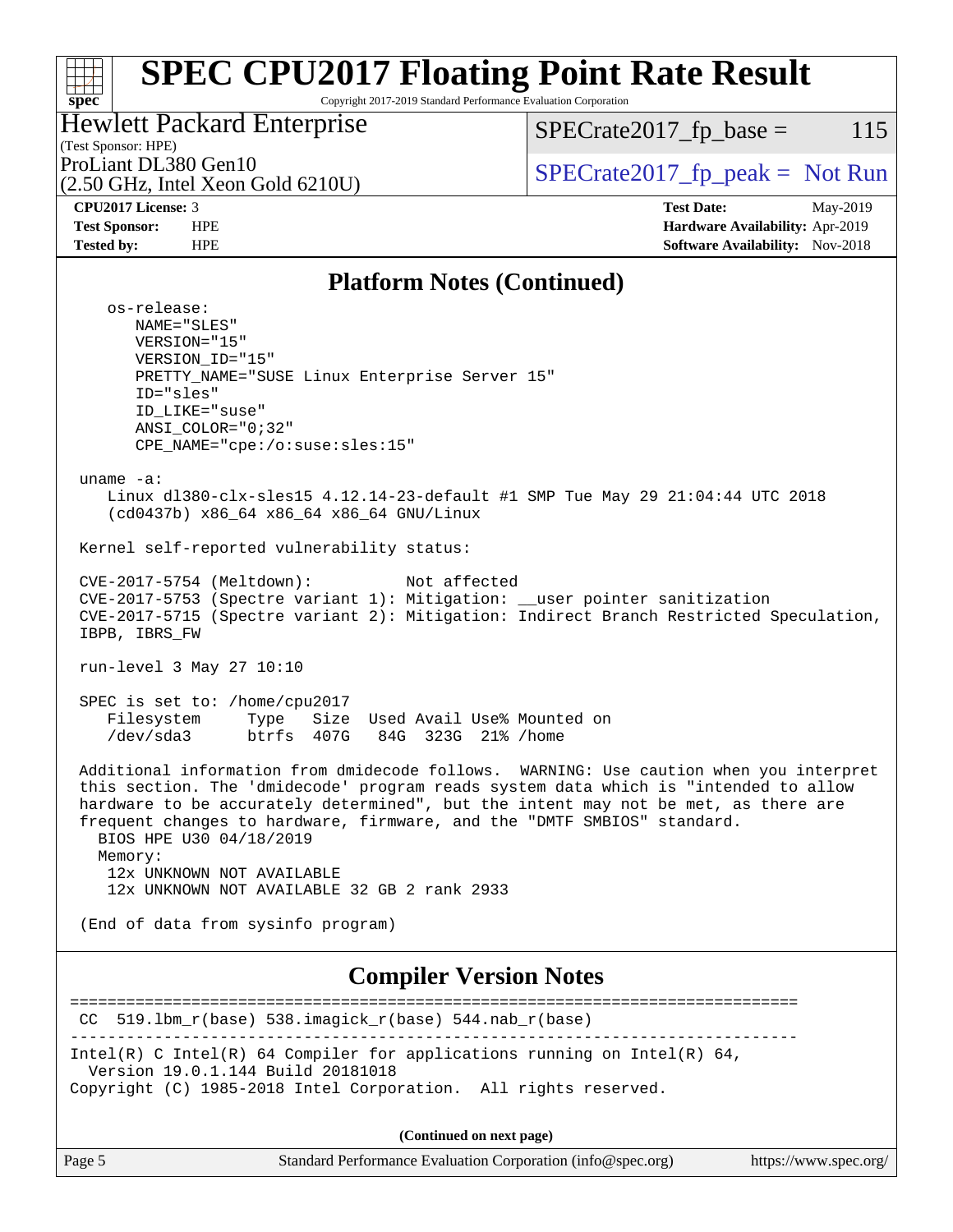## Platform Notes (Continued)

```
 os-release:
    NAME="SLES"
    VERSION="15"
    VERSION_ID="15"
    PRETTY_NAME="SUSE Linux Enterprise Server 15"
    ID="sles"
    ID_LIKE="suse"
    ANSI_COLOR="0;32"
    CPE_NAME="cpe:/o:suse:sles:15"

uname -a:
   Linux dl380-clx-sles15 4.12.14-23-default #1 SMP Tue May 29 21:04:44 UTC 2018
   (cd0437b) x86_64 x86_64 x86_64 GNU/Linux

Kernel self-reported vulnerability status:

CVE-2017-5754 (Meltdown):          Not affected
CVE-2017-5753 (Spectre variant 1): Mitigation: __user pointer sanitization
CVE-2017-5715 (Spectre variant 2): Mitigation: Indirect Branch Restricted Speculation,
IBPB, IBRS_FW

run-level 3 May 27 10:10

SPEC is set to: /home/cpu2017
   Filesystem     Type   Size  Used Avail Use% Mounted on
   /dev/sda3      btrfs  407G   84G  323G  21% /home

Additional information from dmidecode follows.  WARNING: Use caution when you interpret
this section. The 'dmidecode' program reads system data which is "intended to allow
hardware to be accurately determined", but the intent may not be met, as there are
frequent changes to hardware, firmware, and the "DMTF SMBIOS" standard.
  BIOS HPE U30 04/18/2019
  Memory:
   12x UNKNOWN NOT AVAILABLE
   12x UNKNOWN NOT AVAILABLE 32 GB 2 rank 2933

(End of data from sysinfo program)
```

## Compiler Version Notes

```
==============================================================================
 CC  519.lbm_r(base) 538.imagick_r(base) 544.nab_r(base)
------------------------------------------------------------------------------
Intel(R) C Intel(R) 64 Compiler for applications running on Intel(R) 64,
  Version 19.0.1.144 Build 20181018
Copyright (C) 1985-2018 Intel Corporation.  All rights reserved.
```

(Continued on next page)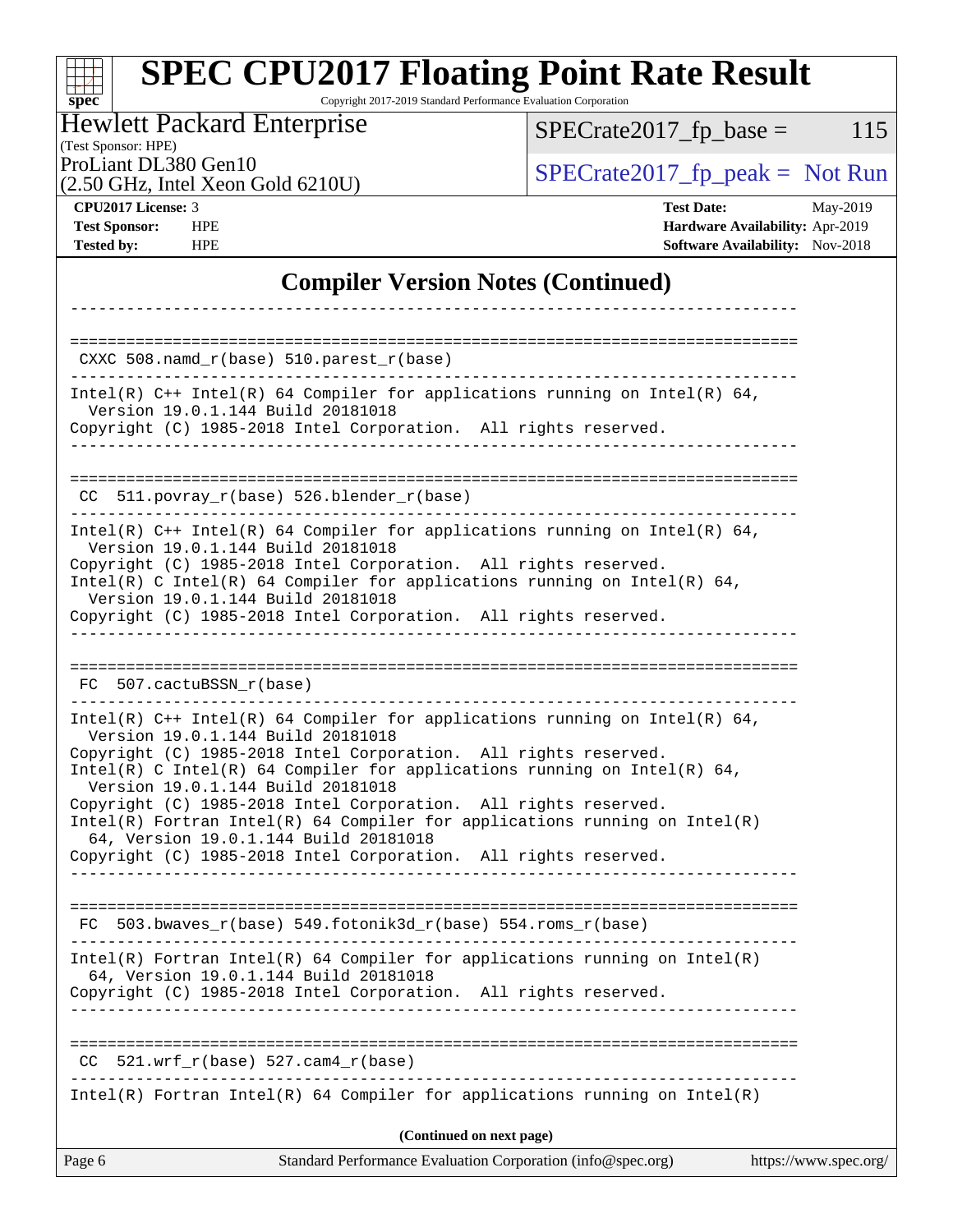# Compiler Version Notes (Continued)

```
------------------------------------------------------------------------------

==============================================================================
 CXXC 508.namd_r(base) 510.parest_r(base)
------------------------------------------------------------------------------
Intel(R) C++ Intel(R) 64 Compiler for applications running on Intel(R) 64,
  Version 19.0.1.144 Build 20181018
Copyright (C) 1985-2018 Intel Corporation.  All rights reserved.
------------------------------------------------------------------------------

==============================================================================
 CC  511.povray_r(base) 526.blender_r(base)
------------------------------------------------------------------------------
Intel(R) C++ Intel(R) 64 Compiler for applications running on Intel(R) 64,
  Version 19.0.1.144 Build 20181018
Copyright (C) 1985-2018 Intel Corporation.  All rights reserved.
Intel(R) C Intel(R) 64 Compiler for applications running on Intel(R) 64,
  Version 19.0.1.144 Build 20181018
Copyright (C) 1985-2018 Intel Corporation.  All rights reserved.
------------------------------------------------------------------------------

==============================================================================
 FC  507.cactuBSSN_r(base)
------------------------------------------------------------------------------
Intel(R) C++ Intel(R) 64 Compiler for applications running on Intel(R) 64,
  Version 19.0.1.144 Build 20181018
Copyright (C) 1985-2018 Intel Corporation.  All rights reserved.
Intel(R) C Intel(R) 64 Compiler for applications running on Intel(R) 64,
  Version 19.0.1.144 Build 20181018
Copyright (C) 1985-2018 Intel Corporation.  All rights reserved.
Intel(R) Fortran Intel(R) 64 Compiler for applications running on Intel(R)
  64, Version 19.0.1.144 Build 20181018
Copyright (C) 1985-2018 Intel Corporation.  All rights reserved.
------------------------------------------------------------------------------

==============================================================================
 FC  503.bwaves_r(base) 549.fotonik3d_r(base) 554.roms_r(base)
------------------------------------------------------------------------------
Intel(R) Fortran Intel(R) 64 Compiler for applications running on Intel(R)
  64, Version 19.0.1.144 Build 20181018
Copyright (C) 1985-2018 Intel Corporation.  All rights reserved.
------------------------------------------------------------------------------

==============================================================================
 CC  521.wrf_r(base) 527.cam4_r(base)
------------------------------------------------------------------------------
Intel(R) Fortran Intel(R) 64 Compiler for applications running on Intel(R)
```

**(Continued on next page)**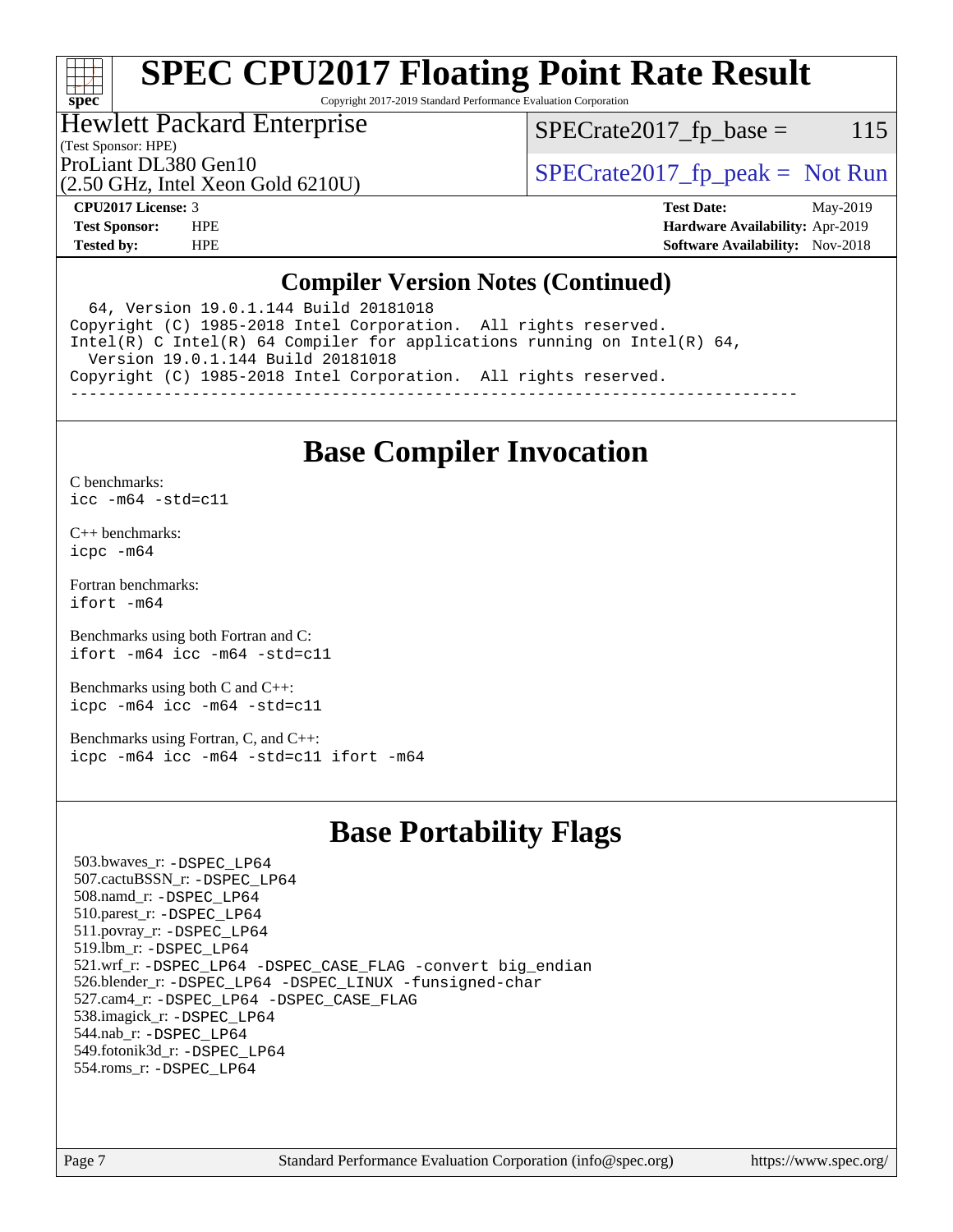# SPEC CPU2017 Floating Point Rate Result

Copyright 2017-2019 Standard Performance Evaluation Corporation

**Hewlett Packard Enterprise**
(Test Sponsor: HPE)
ProLiant DL380 Gen10
(2.50 GHz, Intel Xeon Gold 6210U)

SPECrate2017_fp_base = 115

SPECrate2017_fp_peak = Not Run

**CPU2017 License:** 3
**Test Sponsor:** HPE
**Tested by:** HPE

**Test Date:** May-2019
**Hardware Availability:** Apr-2019
**Software Availability:** Nov-2018

## Compiler Version Notes (Continued)

```
  64, Version 19.0.1.144 Build 20181018
Copyright (C) 1985-2018 Intel Corporation.  All rights reserved.
Intel(R) C Intel(R) 64 Compiler for applications running on Intel(R) 64,
  Version 19.0.1.144 Build 20181018
Copyright (C) 1985-2018 Intel Corporation.  All rights reserved.
------------------------------------------------------------------------------
```

## Base Compiler Invocation

C benchmarks:
`icc -m64 -std=c11`

C++ benchmarks:
`icpc -m64`

Fortran benchmarks:
`ifort -m64`

Benchmarks using both Fortran and C:
`ifort -m64 icc -m64 -std=c11`

Benchmarks using both C and C++:
`icpc -m64 icc -m64 -std=c11`

Benchmarks using Fortran, C, and C++:
`icpc -m64 icc -m64 -std=c11 ifort -m64`

## Base Portability Flags

503.bwaves_r: `-DSPEC_LP64`
507.cactuBSSN_r: `-DSPEC_LP64`
508.namd_r: `-DSPEC_LP64`
510.parest_r: `-DSPEC_LP64`
511.povray_r: `-DSPEC_LP64`
519.lbm_r: `-DSPEC_LP64`
521.wrf_r: `-DSPEC_LP64 -DSPEC_CASE_FLAG -convert big_endian`
526.blender_r: `-DSPEC_LP64 -DSPEC_LINUX -funsigned-char`
527.cam4_r: `-DSPEC_LP64 -DSPEC_CASE_FLAG`
538.imagick_r: `-DSPEC_LP64`
544.nab_r: `-DSPEC_LP64`
549.fotonik3d_r: `-DSPEC_LP64`
554.roms_r: `-DSPEC_LP64`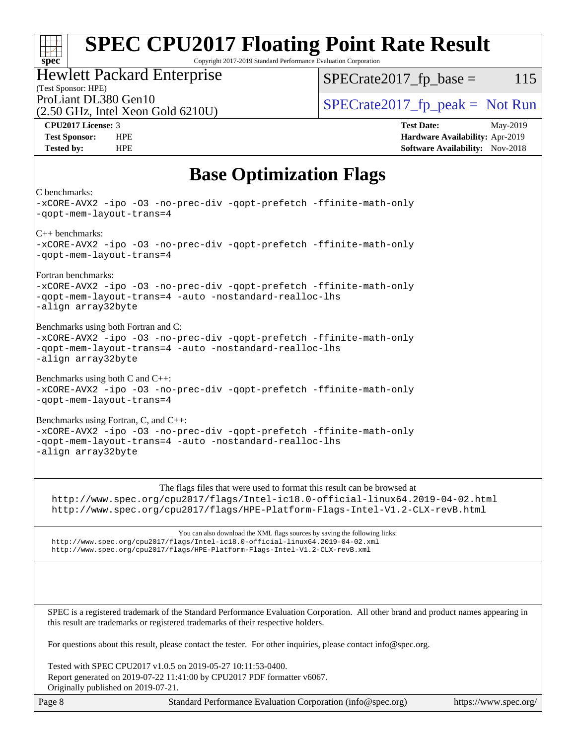# SPEC CPU2017 Floating Point Rate Result

Copyright 2017-2019 Standard Performance Evaluation Corporation

Hewlett Packard Enterprise
(Test Sponsor: HPE)
ProLiant DL380 Gen10
(2.50 GHz, Intel Xeon Gold 6210U)

SPECrate2017_fp_base = 115

SPECrate2017_fp_peak = Not Run

**CPU2017 License:** 3
**Test Sponsor:** HPE
**Tested by:** HPE

**Test Date:** May-2019
**Hardware Availability:** Apr-2019
**Software Availability:** Nov-2018

## Base Optimization Flags

C benchmarks:
```
-xCORE-AVX2 -ipo -O3 -no-prec-div -qopt-prefetch -ffinite-math-only
-qopt-mem-layout-trans=4
```

C++ benchmarks:
```
-xCORE-AVX2 -ipo -O3 -no-prec-div -qopt-prefetch -ffinite-math-only
-qopt-mem-layout-trans=4
```

Fortran benchmarks:
```
-xCORE-AVX2 -ipo -O3 -no-prec-div -qopt-prefetch -ffinite-math-only
-qopt-mem-layout-trans=4 -auto -nostandard-realloc-lhs
-align array32byte
```

Benchmarks using both Fortran and C:
```
-xCORE-AVX2 -ipo -O3 -no-prec-div -qopt-prefetch -ffinite-math-only
-qopt-mem-layout-trans=4 -auto -nostandard-realloc-lhs
-align array32byte
```

Benchmarks using both C and C++:
```
-xCORE-AVX2 -ipo -O3 -no-prec-div -qopt-prefetch -ffinite-math-only
-qopt-mem-layout-trans=4
```

Benchmarks using Fortran, C, and C++:
```
-xCORE-AVX2 -ipo -O3 -no-prec-div -qopt-prefetch -ffinite-math-only
-qopt-mem-layout-trans=4 -auto -nostandard-realloc-lhs
-align array32byte
```

The flags files that were used to format this result can be browsed at
http://www.spec.org/cpu2017/flags/Intel-ic18.0-official-linux64.2019-04-02.html
http://www.spec.org/cpu2017/flags/HPE-Platform-Flags-Intel-V1.2-CLX-revB.html

You can also download the XML flags sources by saving the following links:
http://www.spec.org/cpu2017/flags/Intel-ic18.0-official-linux64.2019-04-02.xml
http://www.spec.org/cpu2017/flags/HPE-Platform-Flags-Intel-V1.2-CLX-revB.xml

SPEC is a registered trademark of the Standard Performance Evaluation Corporation. All other brand and product names appearing in this result are trademarks or registered trademarks of their respective holders.

For questions about this result, please contact the tester. For other inquiries, please contact info@spec.org.

Tested with SPEC CPU2017 v1.0.5 on 2019-05-27 10:11:53-0400.
Report generated on 2019-07-22 11:41:00 by CPU2017 PDF formatter v6067.
Originally published on 2019-07-21.